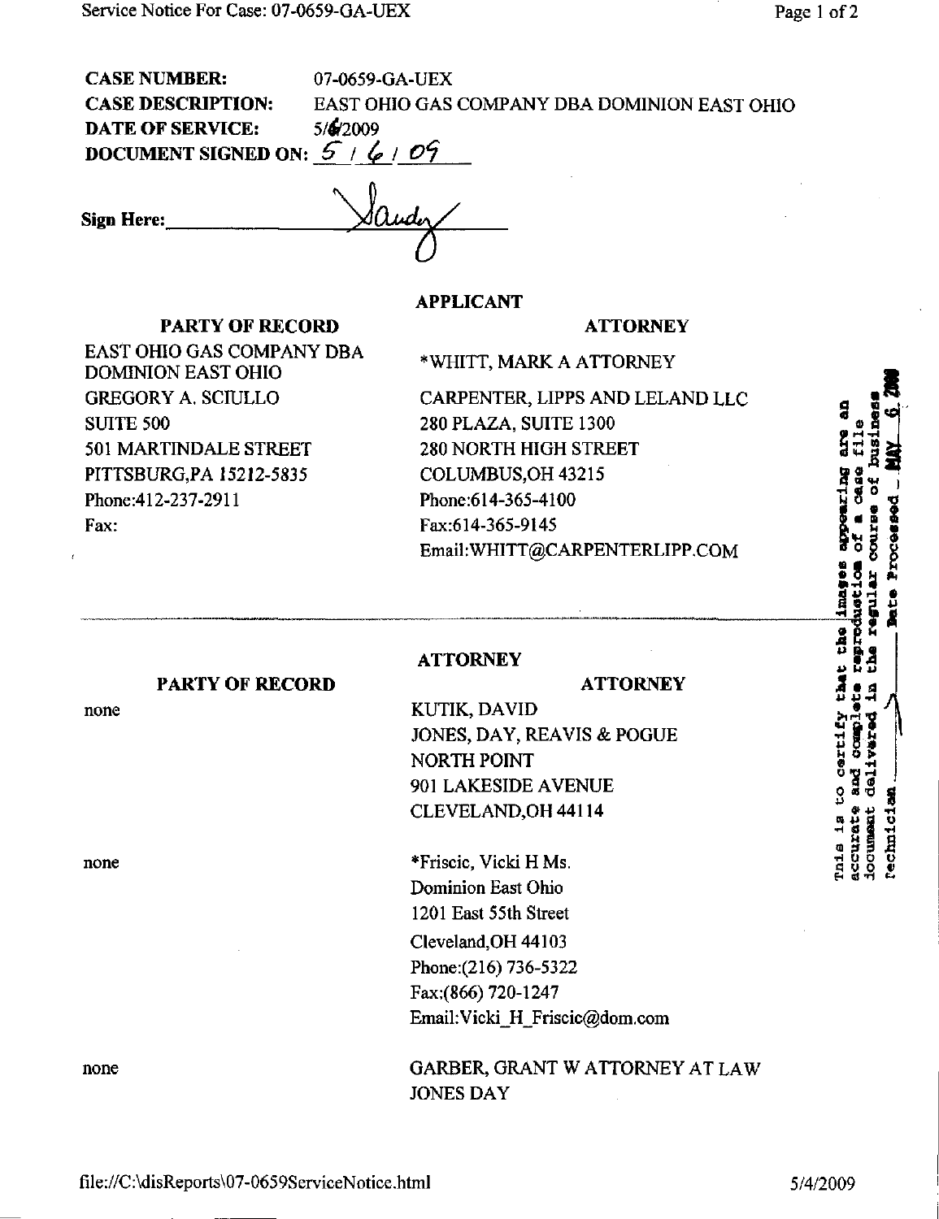**CASE NUMBER:** 07-0659-GA-UEX

**CASE DESCRIPTION:** EAST OHIO GAS COMPANY DBA DOMINION EAST OHIO

**DATE OF SERVICE:** 5/6/2009

**DOCUMENT SIGNED ON:** 5 / 6 / 09

**Sign Here:** Sandy

| PARTY OF RECORD | APPLICANT ATTORNEY |
|---|---|
| EAST OHIO GAS COMPANY DBA DOMINION EAST OHIO<br>GREGORY A. SCIULLO<br>SUITE 500<br>501 MARTINDALE STREET<br>PITTSBURG,PA 15212-5835<br>Phone:412-237-2911<br>Fax: | *WHITT, MARK A ATTORNEY<br>CARPENTER, LIPPS AND LELAND LLC<br>280 PLAZA, SUITE 1300<br>280 NORTH HIGH STREET<br>COLUMBUS,OH 43215<br>Phone:614-365-4100<br>Fax:614-365-9145<br>Email:WHITT@CARPENTERLIPP.COM |

| PARTY OF RECORD | ATTORNEY ATTORNEY |
|---|---|
| none | KUTIK, DAVID<br>JONES, DAY, REAVIS & POGUE<br>NORTH POINT<br>901 LAKESIDE AVENUE<br>CLEVELAND,OH 44114 |
| none | *Friscic, Vicki H Ms.<br>Dominion East Ohio<br>1201 East 55th Street<br>Cleveland,OH 44103<br>Phone:(216) 736-5322<br>Fax:(866) 720-1247<br>Email:Vicki_H_Friscic@dom.com |
| none | GARBER, GRANT W ATTORNEY AT LAW<br>JONES DAY |

This is to certify that the images appearing are an accurate and complete reproduction of a case file document delivered in the regular course of business. Technician ___ Date Processed MAY 6 2009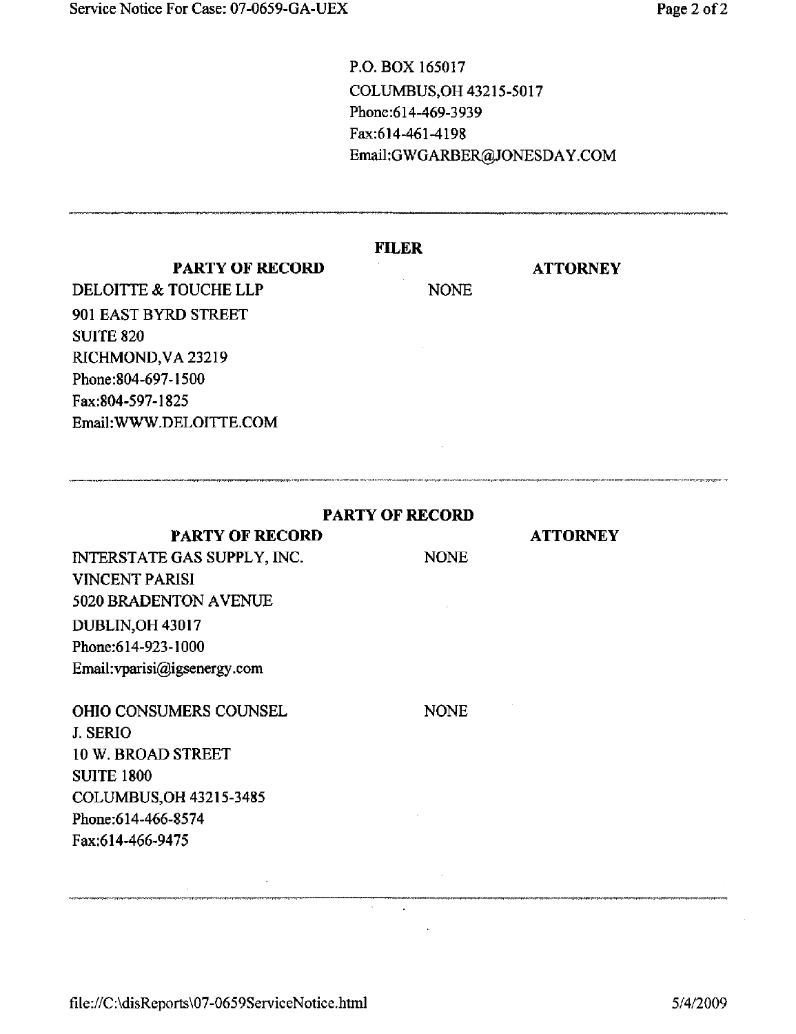P.O. BOX 165017
COLUMBUS,OH 43215-5017
Phone:614-469-3939
Fax:614-461-4198
Email:GWGARBER@JONESDAY.COM

---

**FILER**

| PARTY OF RECORD | ATTORNEY |
|---|---|
| DELOITTE & TOUCHE LLP<br>901 EAST BYRD STREET<br>SUITE 820<br>RICHMOND,VA 23219<br>Phone:804-697-1500<br>Fax:804-597-1825<br>Email:WWW.DELOITTE.COM | NONE |

---

**PARTY OF RECORD**

| PARTY OF RECORD | ATTORNEY |
|---|---|
| INTERSTATE GAS SUPPLY, INC.<br>VINCENT PARISI<br>5020 BRADENTON AVENUE<br>DUBLIN,OH 43017<br>Phone:614-923-1000<br>Email:vparisi@igsenergy.com | NONE |
| OHIO CONSUMERS COUNSEL<br>J. SERIO<br>10 W. BROAD STREET<br>SUITE 1800<br>COLUMBUS,OH 43215-3485<br>Phone:614-466-8574<br>Fax:614-466-9475 | NONE |